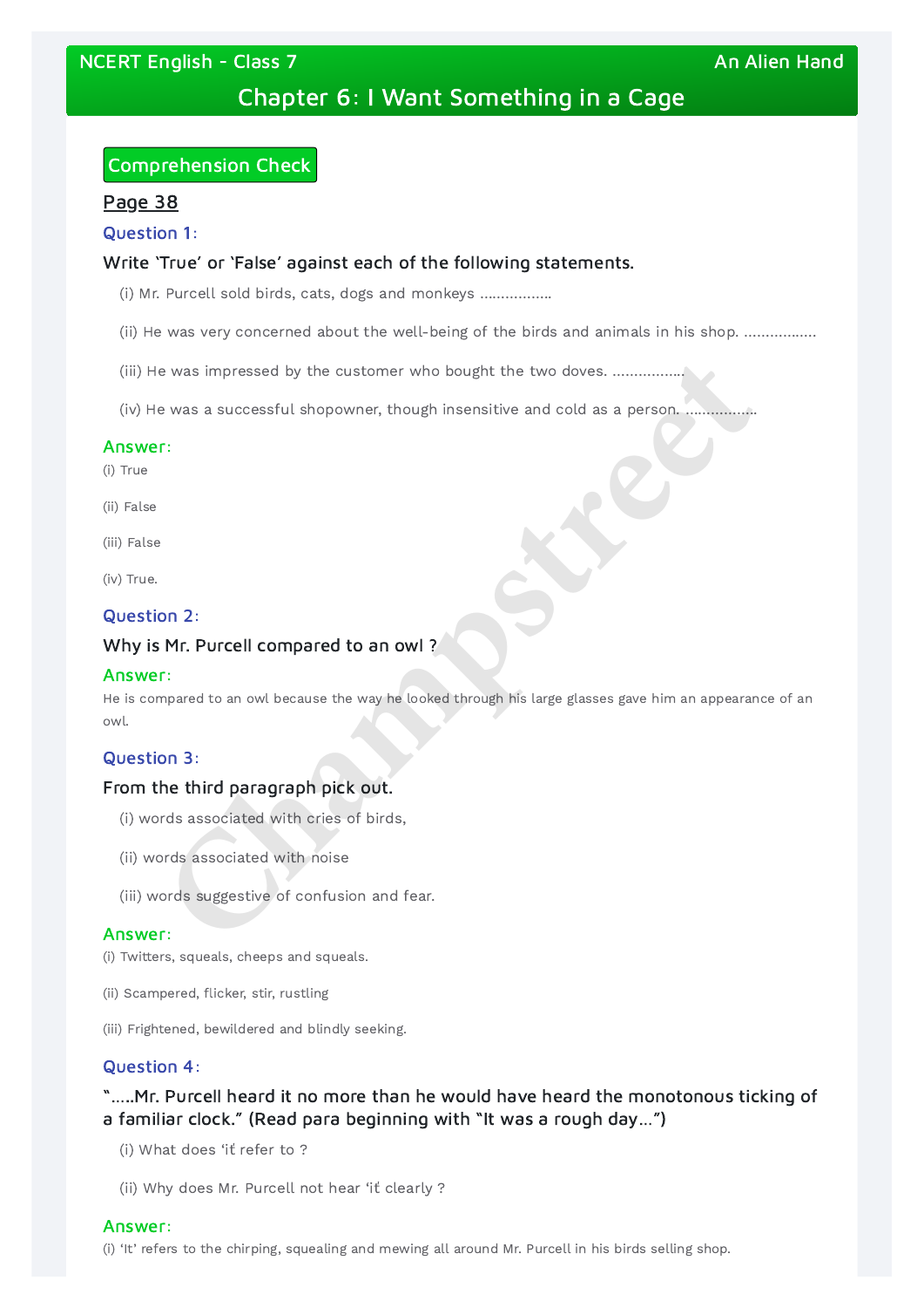# Chapter 6: I Want Something in a Cage

NCERT English - Class 7 | An Alien Hand

## Comprehension Check

**Page 38**

### Question 1:

Write 'True' or 'False' against each of the following statements.

(i) Mr. Purcell sold birds, cats, dogs and monkeys ................

(ii) He was very concerned about the well-being of the birds and animals in his shop. ................

(iii) He was impressed by the customer who bought the two doves. ................

(iv) He was a successful shopowner, though insensitive and cold as a person. ................

**Answer:**

(i) True

(ii) False

(iii) False

(iv) True.

### Question 2:

Why is Mr. Purcell compared to an owl ?

**Answer:**

He is compared to an owl because the way he looked through his large glasses gave him an appearance of an owl.

### Question 3:

From the third paragraph pick out.

(i) words associated with cries of birds,

(ii) words associated with noise

(iii) words suggestive of confusion and fear.

**Answer:**

(i) Twitters, squeals, cheeps and squeals.

(ii) Scampered, flicker, stir, rustling

(iii) Frightened, bewildered and blindly seeking.

### Question 4:

"…..Mr. Purcell heard it no more than he would have heard the monotonous ticking of a familiar clock." (Read para beginning with "It was a rough day…")

(i) What does 'it' refer to ?

(ii) Why does Mr. Purcell not hear 'it' clearly ?

**Answer:**

(i) 'It' refers to the chirping, squealing and mewing all around Mr. Purcell in his birds selling shop.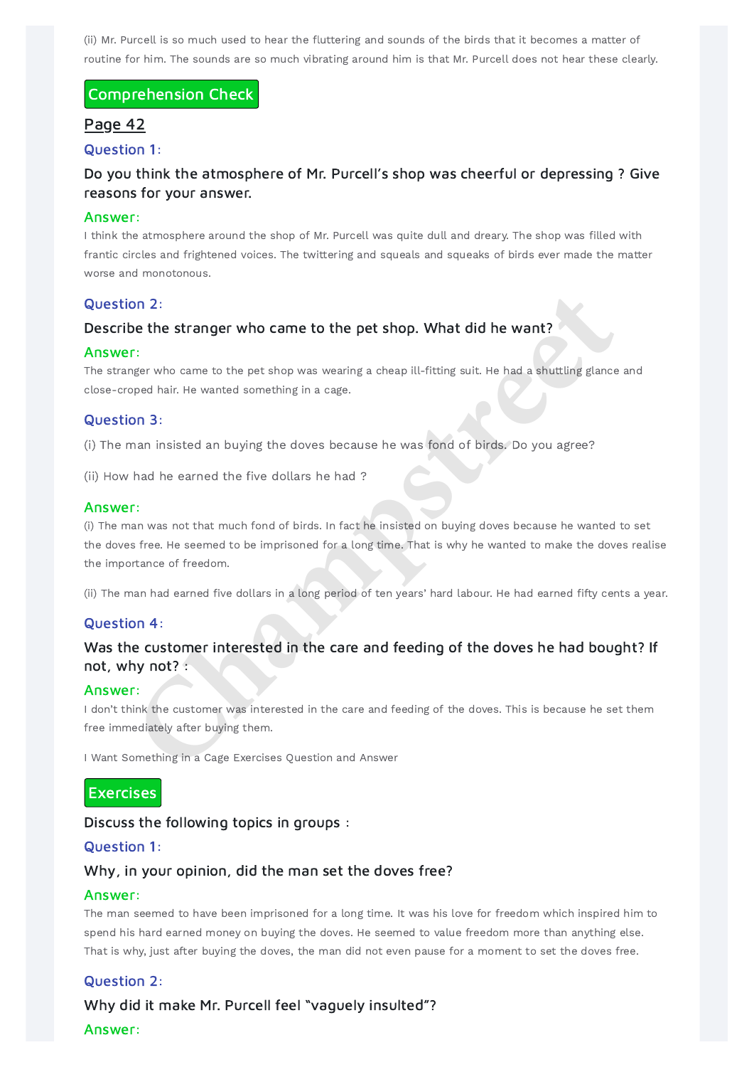(ii) Mr. Purcell is so much used to hear the fluttering and sounds of the birds that it becomes a matter of routine for him. The sounds are so much vibrating around him is that Mr. Purcell does not hear these clearly.

## Comprehension Check

### Page 42

**Question 1:**

Do you think the atmosphere of Mr. Purcell's shop was cheerful or depressing ? Give reasons for your answer.

**Answer:**

I think the atmosphere around the shop of Mr. Purcell was quite dull and dreary. The shop was filled with frantic circles and frightened voices. The twittering and squeals and squeaks of birds ever made the matter worse and monotonous.

**Question 2:**

Describe the stranger who came to the pet shop. What did he want?

**Answer:**

The stranger who came to the pet shop was wearing a cheap ill-fitting suit. He had a shuttling glance and close-croped hair. He wanted something in a cage.

**Question 3:**

(i) The man insisted an buying the doves because he was fond of birds. Do you agree?

(ii) How had he earned the five dollars he had ?

**Answer:**

(i) The man was not that much fond of birds. In fact he insisted on buying doves because he wanted to set the doves free. He seemed to be imprisoned for a long time. That is why he wanted to make the doves realise the importance of freedom.

(ii) The man had earned five dollars in a long period of ten years' hard labour. He had earned fifty cents a year.

**Question 4:**

Was the customer interested in the care and feeding of the doves he had bought? If not, why not? :

**Answer:**

I don't think the customer was interested in the care and feeding of the doves. This is because he set them free immediately after buying them.

I Want Something in a Cage Exercises Question and Answer

## Exercises

Discuss the following topics in groups :

**Question 1:**

Why, in your opinion, did the man set the doves free?

**Answer:**

The man seemed to have been imprisoned for a long time. It was his love for freedom which inspired him to spend his hard earned money on buying the doves. He seemed to value freedom more than anything else. That is why, just after buying the doves, the man did not even pause for a moment to set the doves free.

**Question 2:**

Why did it make Mr. Purcell feel "vaguely insulted"?

**Answer:**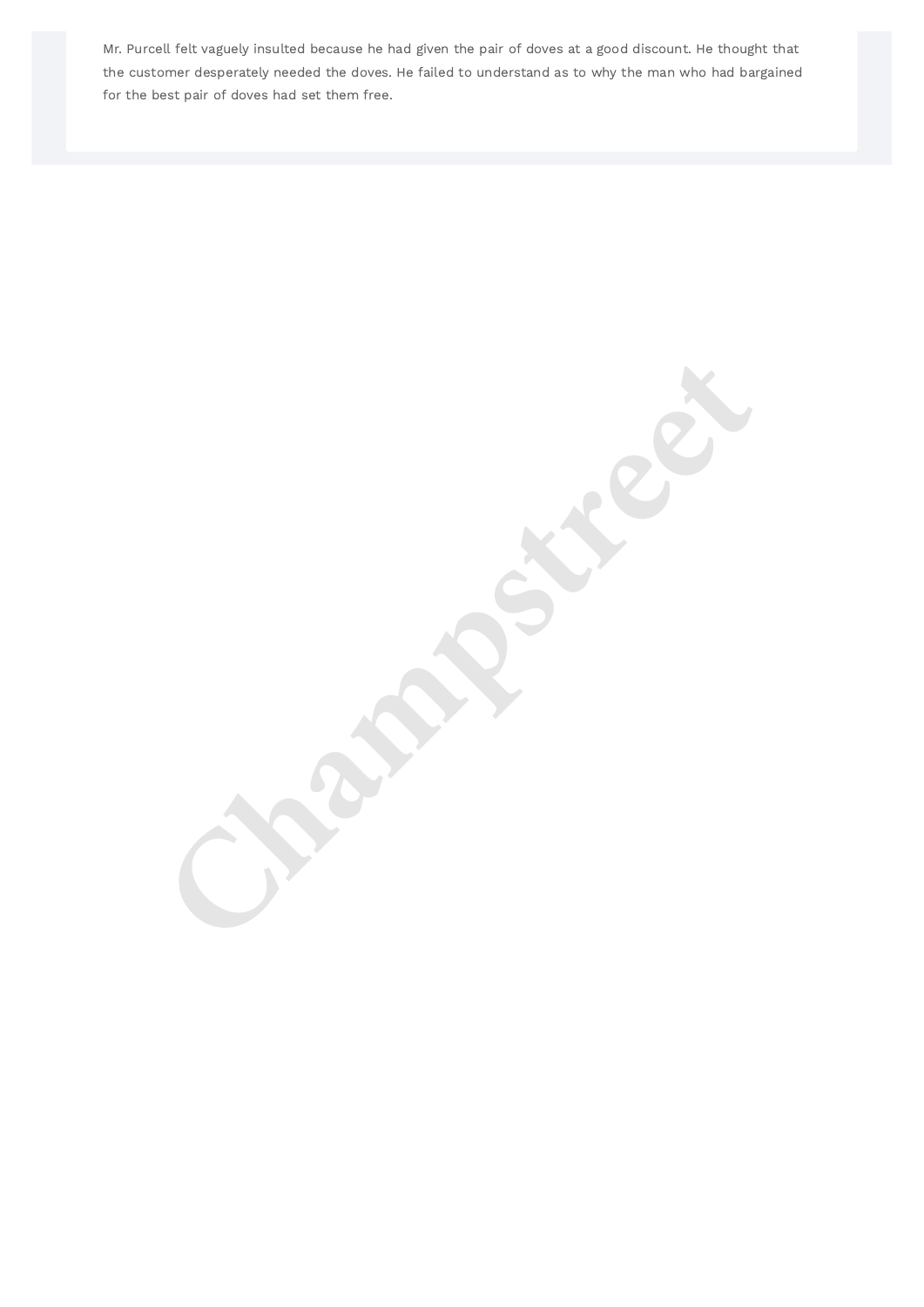Mr. Purcell felt vaguely insulted because he had given the pair of doves at a good discount. He thought that the customer desperately needed the doves. He failed to understand as to why the man who had bargained for the best pair of doves had set them free.